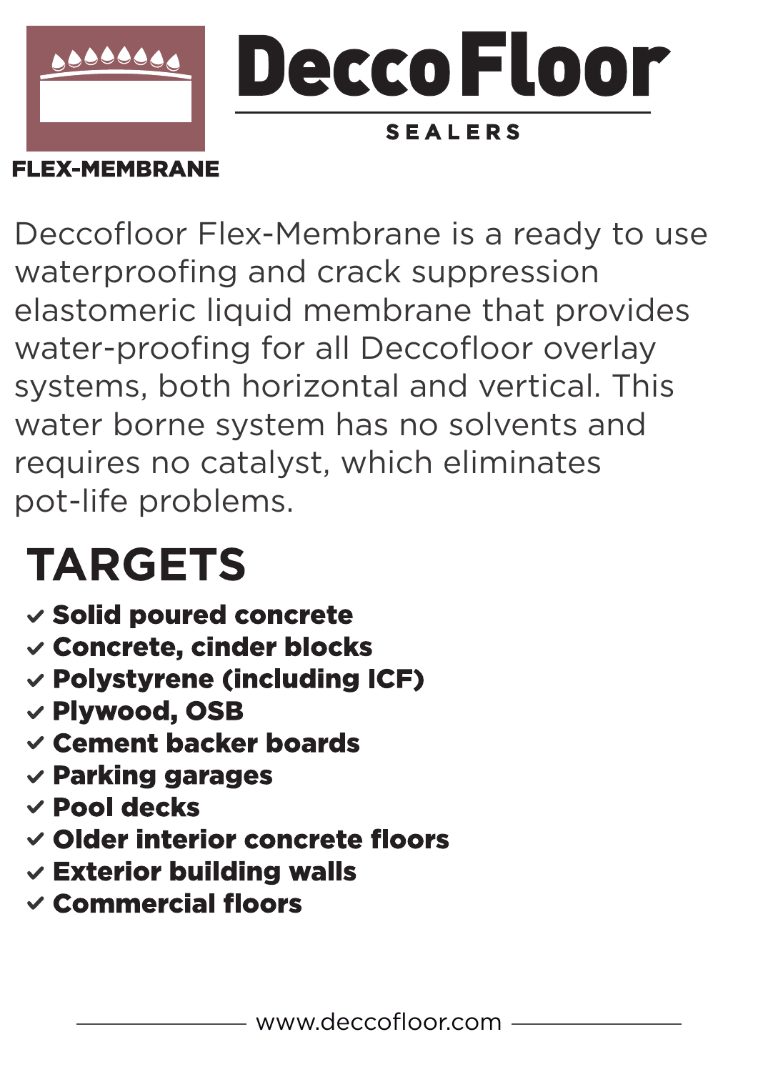**FLEX-MEMBRANE**

# DeccoFloor

SEALERS

Deccofloor Flex-Membrane is a ready to use waterproofing and crack suppression elastomeric liquid membrane that provides water-proofing for all Deccofloor overlay systems, both horizontal and vertical. This water borne system has no solvents and requires no catalyst, which eliminates pot-life problems.

## TARGETS

- ✓ **Solid poured concrete**
- ✓ **Concrete, cinder blocks**
- ✓ **Polystyrene (including ICF)**
- ✓ **Plywood, OSB**
- ✓ **Cement backer boards**
- ✓ **Parking garages**
- ✓ **Pool decks**
- ✓ **Older interior concrete floors**
- ✓ **Exterior building walls**
- ✓ **Commercial floors**

www.deccofloor.com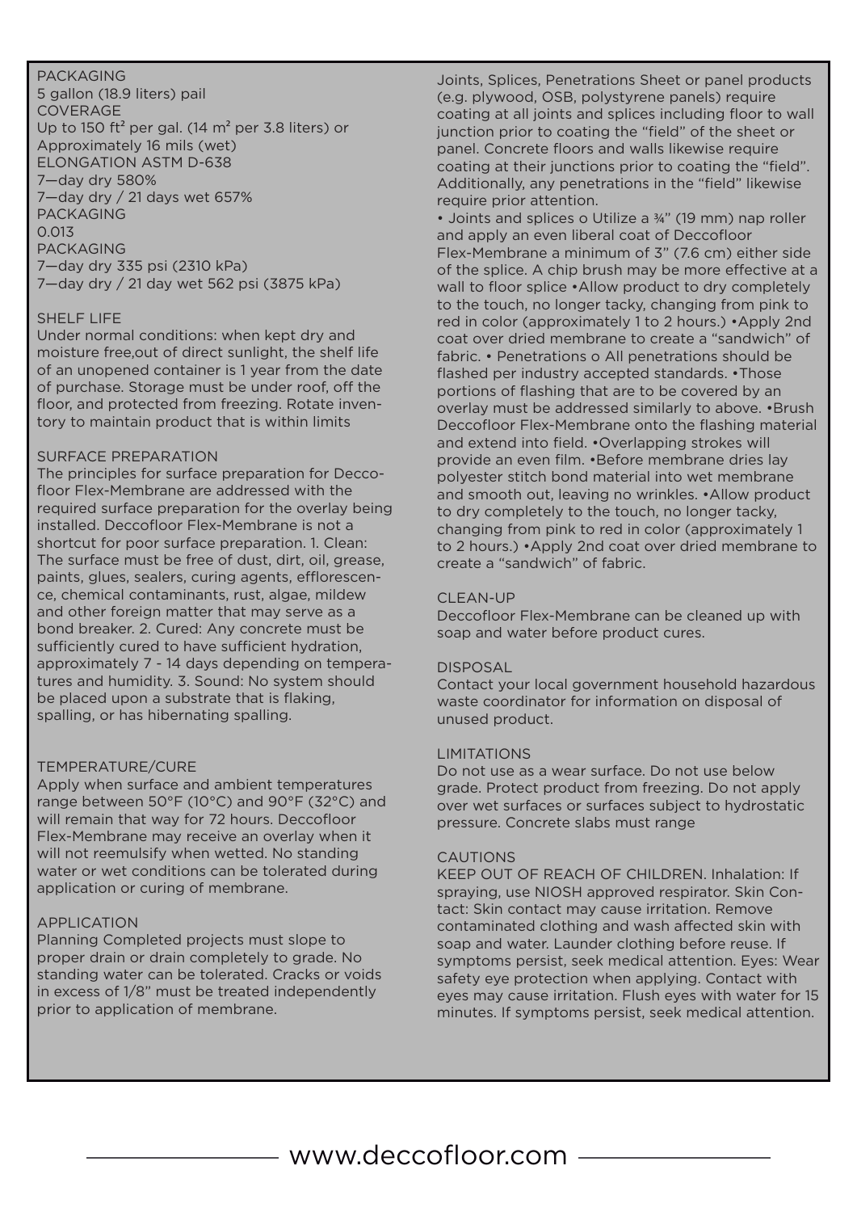PACKAGING

5 gallon (18.9 liters) pail

COVERAGE

Up to 150 ft² per gal. (14 m² per 3.8 liters) or Approximately 16 mils (wet)

ELONGATION ASTM D-638

7—day dry 580%

7—day dry / 21 days wet 657%

PACKAGING

0.013

PACKAGING

7—day dry 335 psi (2310 kPa)

7—day dry / 21 day wet 562 psi (3875 kPa)

SHELF LIFE

Under normal conditions: when kept dry and moisture free,out of direct sunlight, the shelf life of an unopened container is 1 year from the date of purchase. Storage must be under roof, off the floor, and protected from freezing. Rotate inventory to maintain product that is within limits

SURFACE PREPARATION

The principles for surface preparation for Deccofloor Flex-Membrane are addressed with the required surface preparation for the overlay being installed. Deccofloor Flex-Membrane is not a shortcut for poor surface preparation. 1. Clean: The surface must be free of dust, dirt, oil, grease, paints, glues, sealers, curing agents, efflorescence, chemical contaminants, rust, algae, mildew and other foreign matter that may serve as a bond breaker. 2. Cured: Any concrete must be sufficiently cured to have sufficient hydration, approximately 7 - 14 days depending on temperatures and humidity. 3. Sound: No system should be placed upon a substrate that is flaking, spalling, or has hibernating spalling.

TEMPERATURE/CURE

Apply when surface and ambient temperatures range between 50°F (10°C) and 90°F (32°C) and will remain that way for 72 hours. Deccofloor Flex-Membrane may receive an overlay when it will not reemulsify when wetted. No standing water or wet conditions can be tolerated during application or curing of membrane.

APPLICATION

Planning Completed projects must slope to proper drain or drain completely to grade. No standing water can be tolerated. Cracks or voids in excess of 1/8" must be treated independently prior to application of membrane.

Joints, Splices, Penetrations Sheet or panel products (e.g. plywood, OSB, polystyrene panels) require coating at all joints and splices including floor to wall junction prior to coating the "field" of the sheet or panel. Concrete floors and walls likewise require coating at their junctions prior to coating the "field". Additionally, any penetrations in the "field" likewise require prior attention.

• Joints and splices o Utilize a ¾" (19 mm) nap roller and apply an even liberal coat of Deccofloor Flex-Membrane a minimum of 3" (7.6 cm) either side of the splice. A chip brush may be more effective at a wall to floor splice •Allow product to dry completely to the touch, no longer tacky, changing from pink to red in color (approximately 1 to 2 hours.) •Apply 2nd coat over dried membrane to create a "sandwich" of fabric. • Penetrations o All penetrations should be flashed per industry accepted standards. •Those portions of flashing that are to be covered by an overlay must be addressed similarly to above. •Brush Deccofloor Flex-Membrane onto the flashing material and extend into field. •Overlapping strokes will provide an even film. •Before membrane dries lay polyester stitch bond material into wet membrane and smooth out, leaving no wrinkles. •Allow product to dry completely to the touch, no longer tacky, changing from pink to red in color (approximately 1 to 2 hours.) •Apply 2nd coat over dried membrane to create a "sandwich" of fabric.

CLEAN-UP

Deccofloor Flex-Membrane can be cleaned up with soap and water before product cures.

DISPOSAL

Contact your local government household hazardous waste coordinator for information on disposal of unused product.

LIMITATIONS

Do not use as a wear surface. Do not use below grade. Protect product from freezing. Do not apply over wet surfaces or surfaces subject to hydrostatic pressure. Concrete slabs must range

CAUTIONS

KEEP OUT OF REACH OF CHILDREN. Inhalation: If spraying, use NIOSH approved respirator. Skin Contact: Skin contact may cause irritation. Remove contaminated clothing and wash affected skin with soap and water. Launder clothing before reuse. If symptoms persist, seek medical attention. Eyes: Wear safety eye protection when applying. Contact with eyes may cause irritation. Flush eyes with water for 15 minutes. If symptoms persist, seek medical attention.

www.deccofloor.com